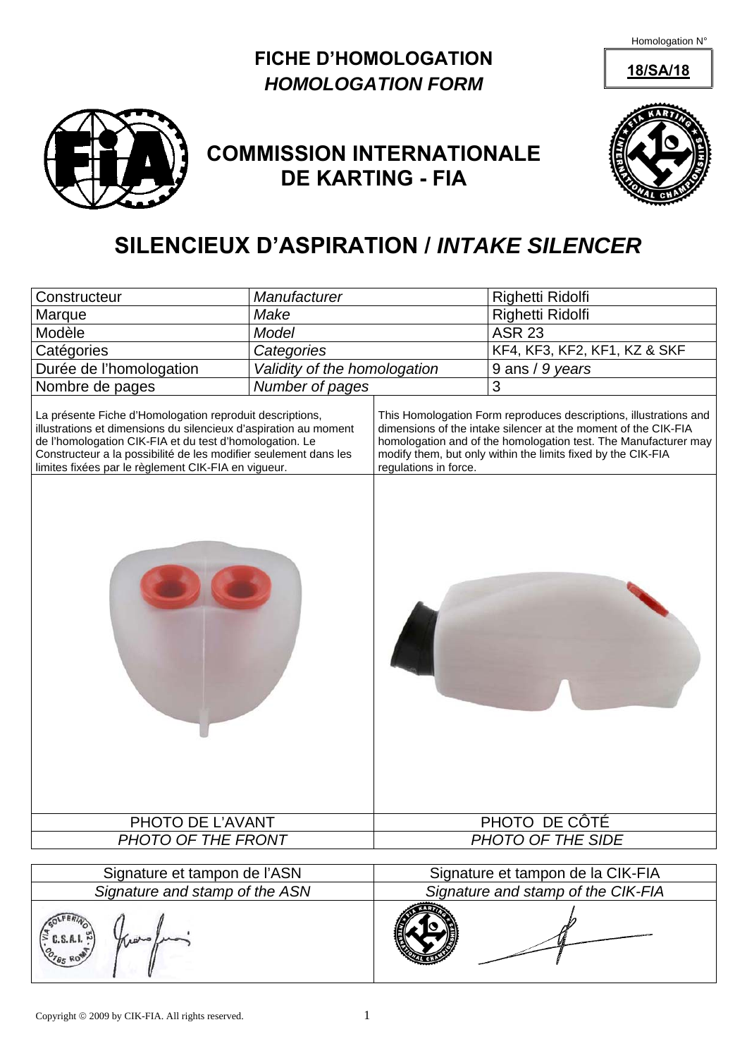Homologation N° **18/SA/18**

# FICHE D'HOMOLOGATION
## *HOMOLOGATION FORM*

## COMMISSION INTERNATIONALE DE KARTING - FIA

# SILENCIEUX D'ASPIRATION / *INTAKE SILENCER*

| Constructeur | *Manufacturer* | Righetti Ridolfi |
|---|---|---|
| Marque | *Make* | Righetti Ridolfi |
| Modèle | *Model* | ASR 23 |
| Catégories | *Categories* | KF4, KF3, KF2, KF1, KZ & SKF |
| Durée de l'homologation | *Validity of the homologation* | 9 ans / *9 years* |
| Nombre de pages | *Number of pages* | 3 |

La présente Fiche d'Homologation reproduit descriptions, illustrations et dimensions du silencieux d'aspiration au moment de l'homologation CIK-FIA et du test d'homologation. Le Constructeur a la possibilité de les modifier seulement dans les limites fixées par le règlement CIK-FIA en vigueur.

This Homologation Form reproduces descriptions, illustrations and dimensions of the intake silencer at the moment of the CIK-FIA homologation and of the homologation test. The Manufacturer may modify them, but only within the limits fixed by the CIK-FIA regulations in force.

| PHOTO DE L'AVANT | PHOTO DE CÔTÉ |
|---|---|
| *PHOTO OF THE FRONT* | *PHOTO OF THE SIDE* |

| Signature et tampon de l'ASN | Signature et tampon de la CIK-FIA |
|---|---|
| *Signature and stamp of the ASN* | *Signature and stamp of the CIK-FIA* |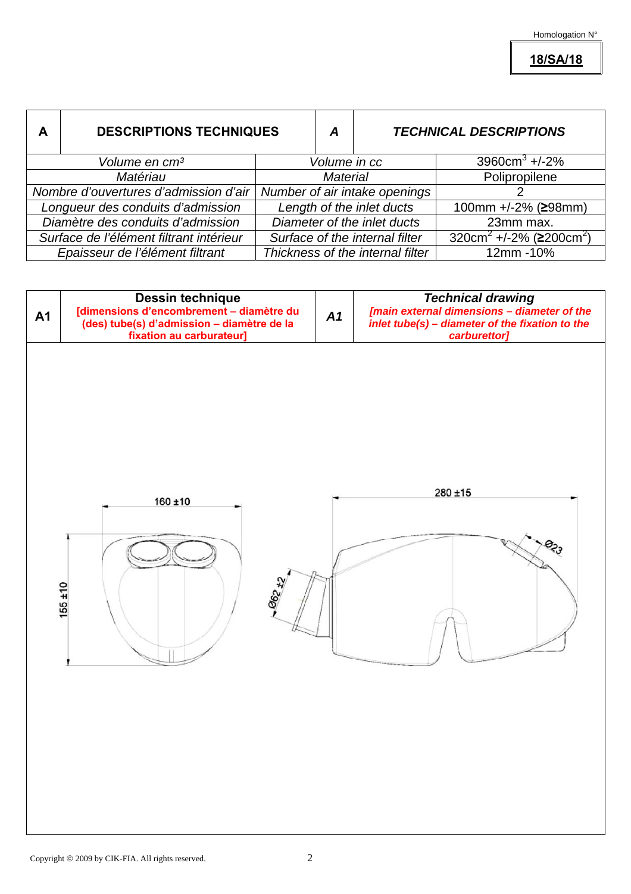Homologation N°

**18/SA/18**

| A | DESCRIPTIONS TECHNIQUES | A | TECHNICAL DESCRIPTIONS |
|---|---|---|---|

| | | |
|---|---|---|
| *Volume en cm³* | *Volume in cc* | 3960cm$^3$ +/-2% |
| *Matériau* | *Material* | Polipropilene |
| *Nombre d'ouvertures d'admission d'air* | *Number of air intake openings* | 2 |
| *Longueur des conduits d'admission* | *Length of the inlet ducts* | 100mm +/-2% (≥98mm) |
| *Diamètre des conduits d'admission* | *Diameter of the inlet ducts* | 23mm max. |
| *Surface de l'élément filtrant intérieur* | *Surface of the internal filter* | 320cm$^2$ +/-2% (≥200cm$^2$) |
| *Epaisseur de l'élément filtrant* | *Thickness of the internal filter* | 12mm -10% |

| A1 | **Dessin technique** **[dimensions d'encombrement – diamètre du (des) tube(s) d'admission – diamètre de la fixation au carburateur]** | A1 | ***Technical drawing*** ***[main external dimensions – diameter of the inlet tube(s) – diameter of the fixation to the carburettor]*** |
|---|---|---|---|

160 ±10

155 ±10

Ø62 ±2

280 ±15

Ø23

Copyright © 2009 by CIK-FIA. All rights reserved.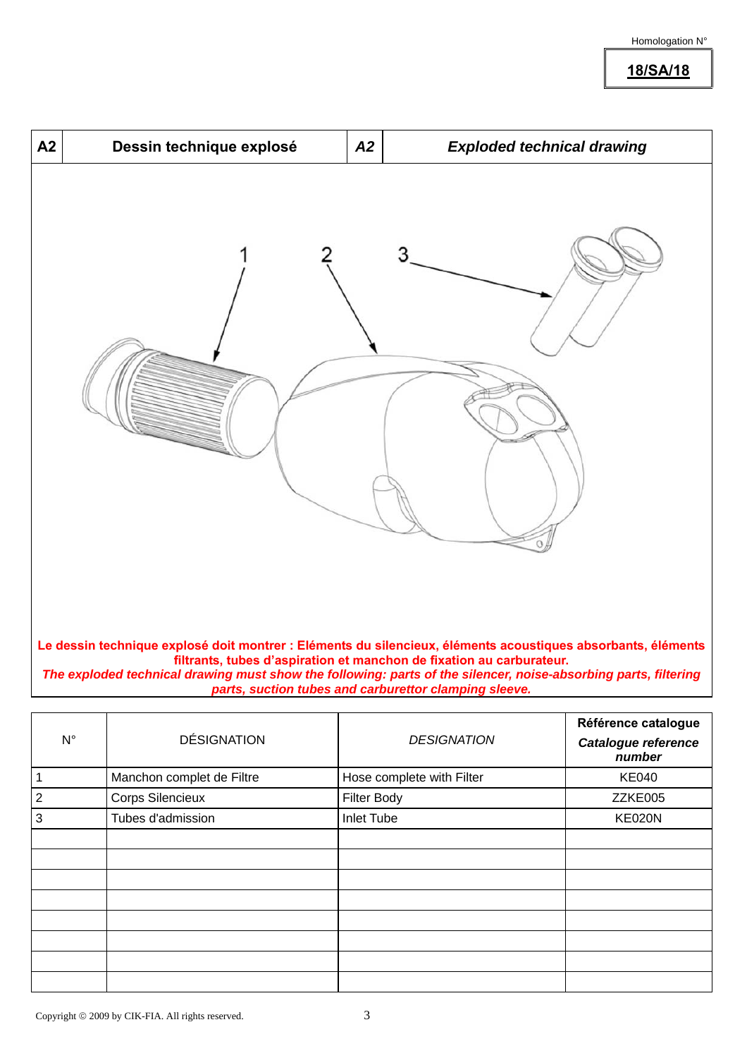Homologation N°

**18/SA/18**

| A2 | Dessin technique explosé | A2 | *Exploded technical drawing* |
|---|---|---|---|

1

2

3

**Le dessin technique explosé doit montrer : Eléments du silencieux, éléments acoustiques absorbants, éléments filtrants, tubes d'aspiration et manchon de fixation au carburateur.**

***The exploded technical drawing must show the following: parts of the silencer, noise-absorbing parts, filtering parts, suction tubes and carburettor clamping sleeve.***

| N° | DÉSIGNATION | *DESIGNATION* | **Référence catalogue** ***Catalogue reference number*** |
|---|---|---|---|
| 1 | Manchon complet de Filtre | Hose complete with Filter | KE040 |
| 2 | Corps Silencieux | Filter Body | ZZKE005 |
| 3 | Tubes d'admission | Inlet Tube | KE020N |
| | | | |
| | | | |
| | | | |
| | | | |
| | | | |
| | | | |
| | | | |
| | | | |

Copyright © 2009 by CIK-FIA. All rights reserved.